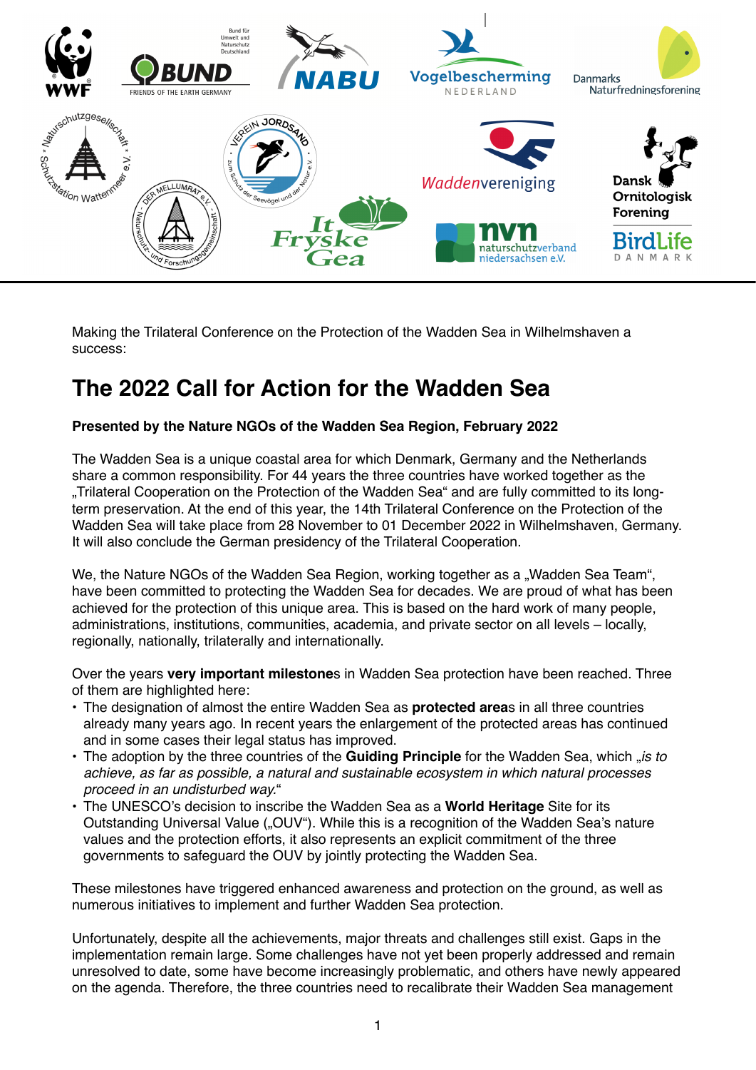Making the Trilateral Conference on the Protection of the Wadden Sea in Wilhelmshaven a success:

# The 2022 Call for Action for the Wadden Sea

**Presented by the Nature NGOs of the Wadden Sea Region, February 2022**

The Wadden Sea is a unique coastal area for which Denmark, Germany and the Netherlands share a common responsibility. For 44 years the three countries have worked together as the „Trilateral Cooperation on the Protection of the Wadden Sea" and are fully committed to its long-term preservation. At the end of this year, the 14th Trilateral Conference on the Protection of the Wadden Sea will take place from 28 November to 01 December 2022 in Wilhelmshaven, Germany. It will also conclude the German presidency of the Trilateral Cooperation.

We, the Nature NGOs of the Wadden Sea Region, working together as a „Wadden Sea Team", have been committed to protecting the Wadden Sea for decades. We are proud of what has been achieved for the protection of this unique area. This is based on the hard work of many people, administrations, institutions, communities, academia, and private sector on all levels – locally, regionally, nationally, trilaterally and internationally.

Over the years **very important milestone**s in Wadden Sea protection have been reached. Three of them are highlighted here:

- The designation of almost the entire Wadden Sea as **protected area**s in all three countries already many years ago. In recent years the enlargement of the protected areas has continued and in some cases their legal status has improved.
- The adoption by the three countries of the **Guiding Principle** for the Wadden Sea, which *„is to achieve, as far as possible, a natural and sustainable ecosystem in which natural processes proceed in an undisturbed way.*"
- The UNESCO's decision to inscribe the Wadden Sea as a **World Heritage** Site for its Outstanding Universal Value („OUV"). While this is a recognition of the Wadden Sea's nature values and the protection efforts, it also represents an explicit commitment of the three governments to safeguard the OUV by jointly protecting the Wadden Sea.

These milestones have triggered enhanced awareness and protection on the ground, as well as numerous initiatives to implement and further Wadden Sea protection.

Unfortunately, despite all the achievements, major threats and challenges still exist. Gaps in the implementation remain large. Some challenges have not yet been properly addressed and remain unresolved to date, some have become increasingly problematic, and others have newly appeared on the agenda. Therefore, the three countries need to recalibrate their Wadden Sea management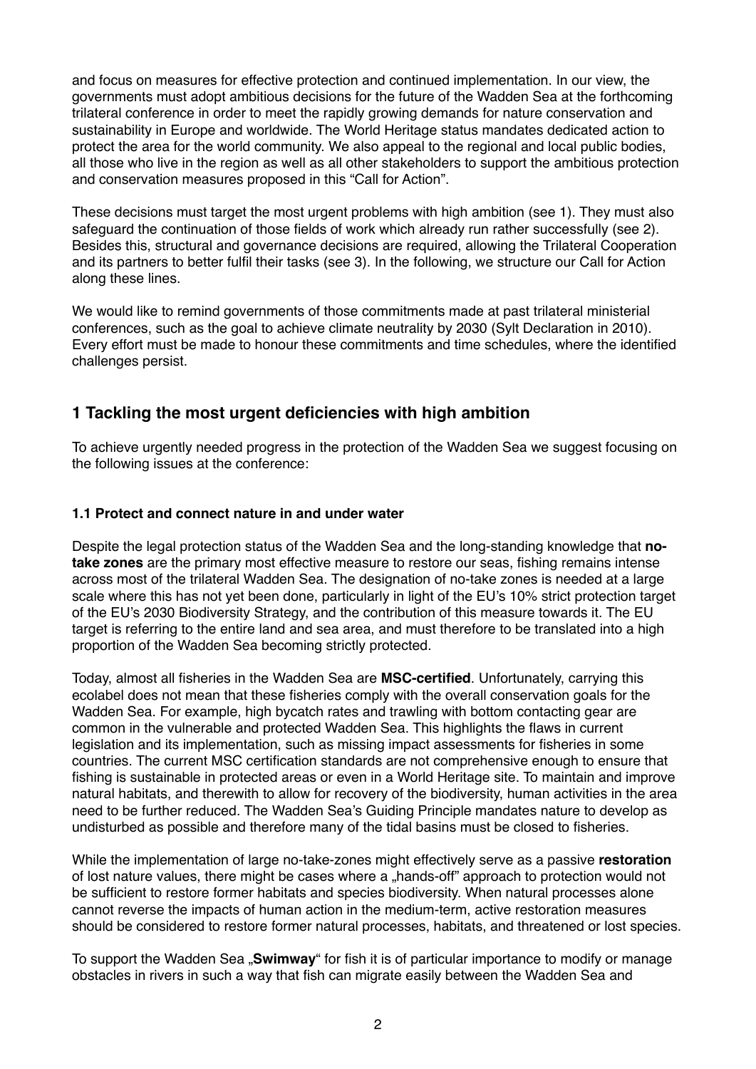and focus on measures for effective protection and continued implementation. In our view, the governments must adopt ambitious decisions for the future of the Wadden Sea at the forthcoming trilateral conference in order to meet the rapidly growing demands for nature conservation and sustainability in Europe and worldwide. The World Heritage status mandates dedicated action to protect the area for the world community. We also appeal to the regional and local public bodies, all those who live in the region as well as all other stakeholders to support the ambitious protection and conservation measures proposed in this "Call for Action".

These decisions must target the most urgent problems with high ambition (see 1). They must also safeguard the continuation of those fields of work which already run rather successfully (see 2). Besides this, structural and governance decisions are required, allowing the Trilateral Cooperation and its partners to better fulfil their tasks (see 3). In the following, we structure our Call for Action along these lines.

We would like to remind governments of those commitments made at past trilateral ministerial conferences, such as the goal to achieve climate neutrality by 2030 (Sylt Declaration in 2010). Every effort must be made to honour these commitments and time schedules, where the identified challenges persist.

## 1 Tackling the most urgent deficiencies with high ambition

To achieve urgently needed progress in the protection of the Wadden Sea we suggest focusing on the following issues at the conference:

### 1.1 Protect and connect nature in and under water

Despite the legal protection status of the Wadden Sea and the long-standing knowledge that **no-take zones** are the primary most effective measure to restore our seas, fishing remains intense across most of the trilateral Wadden Sea. The designation of no-take zones is needed at a large scale where this has not yet been done, particularly in light of the EU's 10% strict protection target of the EU's 2030 Biodiversity Strategy, and the contribution of this measure towards it. The EU target is referring to the entire land and sea area, and must therefore to be translated into a high proportion of the Wadden Sea becoming strictly protected.

Today, almost all fisheries in the Wadden Sea are **MSC-certified**. Unfortunately, carrying this ecolabel does not mean that these fisheries comply with the overall conservation goals for the Wadden Sea. For example, high bycatch rates and trawling with bottom contacting gear are common in the vulnerable and protected Wadden Sea. This highlights the flaws in current legislation and its implementation, such as missing impact assessments for fisheries in some countries. The current MSC certification standards are not comprehensive enough to ensure that fishing is sustainable in protected areas or even in a World Heritage site. To maintain and improve natural habitats, and therewith to allow for recovery of the biodiversity, human activities in the area need to be further reduced. The Wadden Sea's Guiding Principle mandates nature to develop as undisturbed as possible and therefore many of the tidal basins must be closed to fisheries.

While the implementation of large no-take-zones might effectively serve as a passive **restoration** of lost nature values, there might be cases where a „hands-off" approach to protection would not be sufficient to restore former habitats and species biodiversity. When natural processes alone cannot reverse the impacts of human action in the medium-term, active restoration measures should be considered to restore former natural processes, habitats, and threatened or lost species.

To support the Wadden Sea „**Swimway**" for fish it is of particular importance to modify or manage obstacles in rivers in such a way that fish can migrate easily between the Wadden Sea and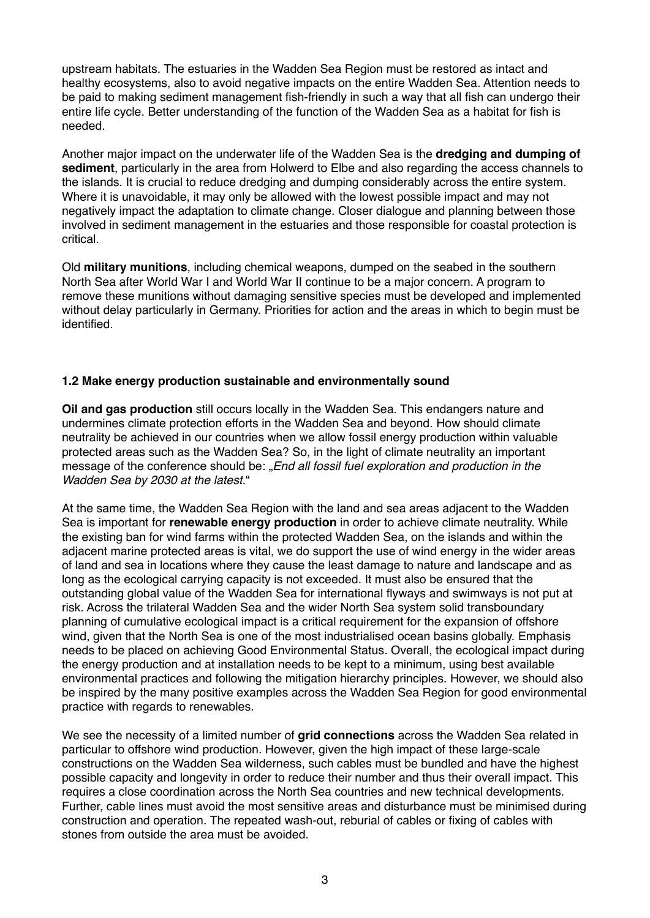upstream habitats. The estuaries in the Wadden Sea Region must be restored as intact and healthy ecosystems, also to avoid negative impacts on the entire Wadden Sea. Attention needs to be paid to making sediment management fish-friendly in such a way that all fish can undergo their entire life cycle. Better understanding of the function of the Wadden Sea as a habitat for fish is needed.

Another major impact on the underwater life of the Wadden Sea is the **dredging and dumping of sediment**, particularly in the area from Holwerd to Elbe and also regarding the access channels to the islands. It is crucial to reduce dredging and dumping considerably across the entire system. Where it is unavoidable, it may only be allowed with the lowest possible impact and may not negatively impact the adaptation to climate change. Closer dialogue and planning between those involved in sediment management in the estuaries and those responsible for coastal protection is critical.

Old **military munitions**, including chemical weapons, dumped on the seabed in the southern North Sea after World War I and World War II continue to be a major concern. A program to remove these munitions without damaging sensitive species must be developed and implemented without delay particularly in Germany. Priorities for action and the areas in which to begin must be identified.

### 1.2 Make energy production sustainable and environmentally sound

**Oil and gas production** still occurs locally in the Wadden Sea. This endangers nature and undermines climate protection efforts in the Wadden Sea and beyond. How should climate neutrality be achieved in our countries when we allow fossil energy production within valuable protected areas such as the Wadden Sea? So, in the light of climate neutrality an important message of the conference should be: „*End all fossil fuel exploration and production in the Wadden Sea by 2030 at the latest.*“

At the same time, the Wadden Sea Region with the land and sea areas adjacent to the Wadden Sea is important for **renewable energy production** in order to achieve climate neutrality. While the existing ban for wind farms within the protected Wadden Sea, on the islands and within the adjacent marine protected areas is vital, we do support the use of wind energy in the wider areas of land and sea in locations where they cause the least damage to nature and landscape and as long as the ecological carrying capacity is not exceeded. It must also be ensured that the outstanding global value of the Wadden Sea for international flyways and swimways is not put at risk. Across the trilateral Wadden Sea and the wider North Sea system solid transboundary planning of cumulative ecological impact is a critical requirement for the expansion of offshore wind, given that the North Sea is one of the most industrialised ocean basins globally. Emphasis needs to be placed on achieving Good Environmental Status. Overall, the ecological impact during the energy production and at installation needs to be kept to a minimum, using best available environmental practices and following the mitigation hierarchy principles. However, we should also be inspired by the many positive examples across the Wadden Sea Region for good environmental practice with regards to renewables.

We see the necessity of a limited number of **grid connections** across the Wadden Sea related in particular to offshore wind production. However, given the high impact of these large-scale constructions on the Wadden Sea wilderness, such cables must be bundled and have the highest possible capacity and longevity in order to reduce their number and thus their overall impact. This requires a close coordination across the North Sea countries and new technical developments. Further, cable lines must avoid the most sensitive areas and disturbance must be minimised during construction and operation. The repeated wash-out, reburial of cables or fixing of cables with stones from outside the area must be avoided.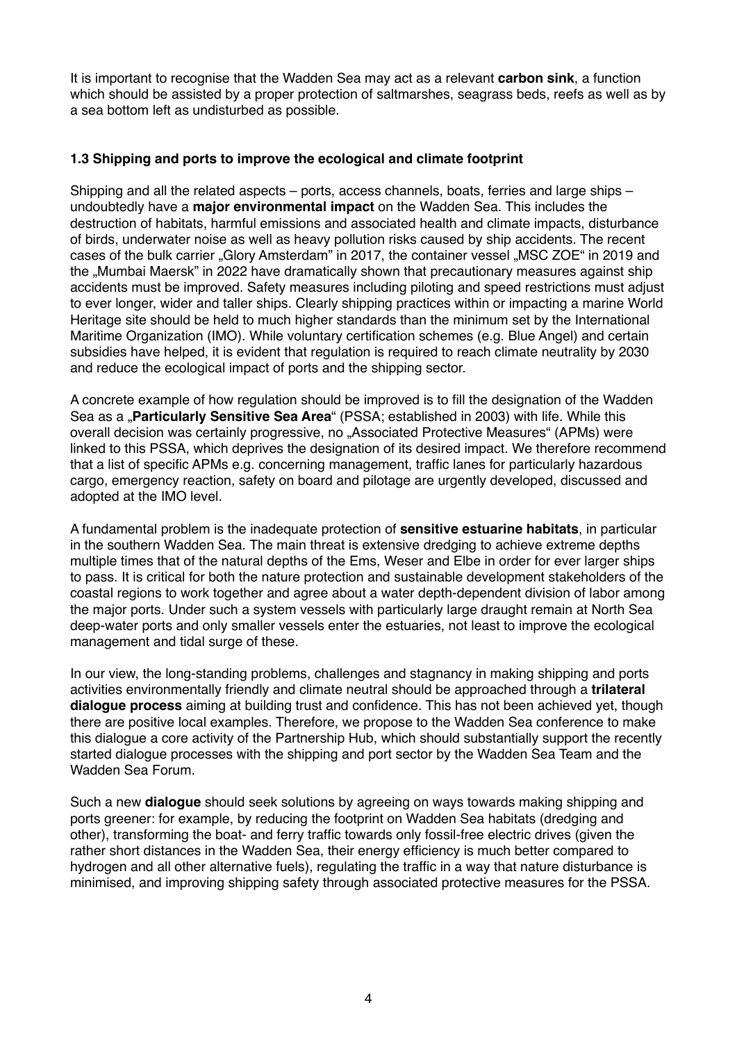It is important to recognise that the Wadden Sea may act as a relevant **carbon sink**, a function which should be assisted by a proper protection of saltmarshes, seagrass beds, reefs as well as by a sea bottom left as undisturbed as possible.

### 1.3 Shipping and ports to improve the ecological and climate footprint

Shipping and all the related aspects – ports, access channels, boats, ferries and large ships – undoubtedly have a **major environmental impact** on the Wadden Sea. This includes the destruction of habitats, harmful emissions and associated health and climate impacts, disturbance of birds, underwater noise as well as heavy pollution risks caused by ship accidents. The recent cases of the bulk carrier „Glory Amsterdam" in 2017, the container vessel „MSC ZOE" in 2019 and the „Mumbai Maersk" in 2022 have dramatically shown that precautionary measures against ship accidents must be improved. Safety measures including piloting and speed restrictions must adjust to ever longer, wider and taller ships. Clearly shipping practices within or impacting a marine World Heritage site should be held to much higher standards than the minimum set by the International Maritime Organization (IMO). While voluntary certification schemes (e.g. Blue Angel) and certain subsidies have helped, it is evident that regulation is required to reach climate neutrality by 2030 and reduce the ecological impact of ports and the shipping sector.

A concrete example of how regulation should be improved is to fill the designation of the Wadden Sea as a „**Particularly Sensitive Sea Area**" (PSSA; established in 2003) with life. While this overall decision was certainly progressive, no „Associated Protective Measures" (APMs) were linked to this PSSA, which deprives the designation of its desired impact. We therefore recommend that a list of specific APMs e.g. concerning management, traffic lanes for particularly hazardous cargo, emergency reaction, safety on board and pilotage are urgently developed, discussed and adopted at the IMO level.

A fundamental problem is the inadequate protection of **sensitive estuarine habitats**, in particular in the southern Wadden Sea. The main threat is extensive dredging to achieve extreme depths multiple times that of the natural depths of the Ems, Weser and Elbe in order for ever larger ships to pass. It is critical for both the nature protection and sustainable development stakeholders of the coastal regions to work together and agree about a water depth-dependent division of labor among the major ports. Under such a system vessels with particularly large draught remain at North Sea deep-water ports and only smaller vessels enter the estuaries, not least to improve the ecological management and tidal surge of these.

In our view, the long-standing problems, challenges and stagnancy in making shipping and ports activities environmentally friendly and climate neutral should be approached through a **trilateral dialogue process** aiming at building trust and confidence. This has not been achieved yet, though there are positive local examples. Therefore, we propose to the Wadden Sea conference to make this dialogue a core activity of the Partnership Hub, which should substantially support the recently started dialogue processes with the shipping and port sector by the Wadden Sea Team and the Wadden Sea Forum.

Such a new **dialogue** should seek solutions by agreeing on ways towards making shipping and ports greener: for example, by reducing the footprint on Wadden Sea habitats (dredging and other), transforming the boat- and ferry traffic towards only fossil-free electric drives (given the rather short distances in the Wadden Sea, their energy efficiency is much better compared to hydrogen and all other alternative fuels), regulating the traffic in a way that nature disturbance is minimised, and improving shipping safety through associated protective measures for the PSSA.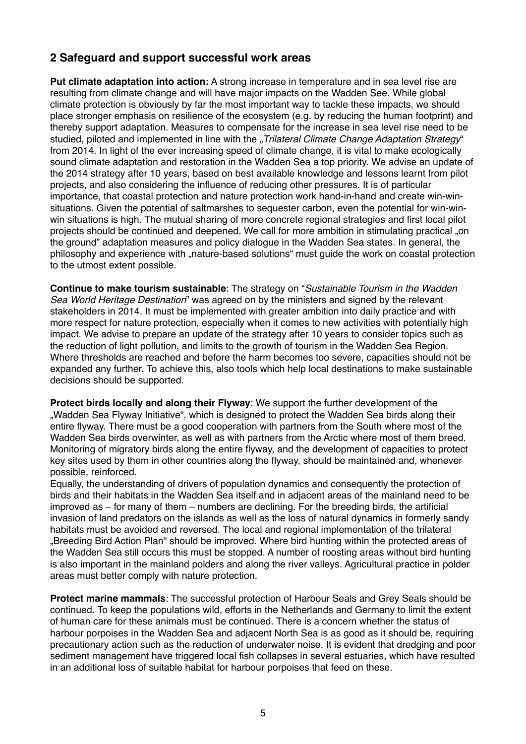## 2 Safeguard and support successful work areas

**Put climate adaptation into action:** A strong increase in temperature and in sea level rise are resulting from climate change and will have major impacts on the Wadden See. While global climate protection is obviously by far the most important way to tackle these impacts, we should place stronger emphasis on resilience of the ecosystem (e.g. by reducing the human footprint) and thereby support adaptation. Measures to compensate for the increase in sea level rise need to be studied, piloted and implemented in line with the „*Trilateral Climate Change Adaptation Strategy*“ from 2014. In light of the ever increasing speed of climate change, it is vital to make ecologically sound climate adaptation and restoration in the Wadden Sea a top priority. We advise an update of the 2014 strategy after 10 years, based on best available knowledge and lessons learnt from pilot projects, and also considering the influence of reducing other pressures. It is of particular importance, that coastal protection and nature protection work hand-in-hand and create win-win-situations. Given the potential of saltmarshes to sequester carbon, even the potential for win-win-win situations is high. The mutual sharing of more concrete regional strategies and first local pilot projects should be continued and deepened. We call for more ambition in stimulating practical „on the ground” adaptation measures and policy dialogue in the Wadden Sea states. In general, the philosophy and experience with „nature-based solutions“ must guide the work on coastal protection to the utmost extent possible.

**Continue to make tourism sustainable**: The strategy on “*Sustainable Tourism in the Wadden Sea World Heritage Destination*” was agreed on by the ministers and signed by the relevant stakeholders in 2014. It must be implemented with greater ambition into daily practice and with more respect for nature protection, especially when it comes to new activities with potentially high impact. We advise to prepare an update of the strategy after 10 years to consider topics such as the reduction of light pollution, and limits to the growth of tourism in the Wadden Sea Region. Where thresholds are reached and before the harm becomes too severe, capacities should not be expanded any further. To achieve this, also tools which help local destinations to make sustainable decisions should be supported.

**Protect birds locally and along their Flyway**: We support the further development of the „Wadden Sea Flyway Initiative“, which is designed to protect the Wadden Sea birds along their entire flyway. There must be a good cooperation with partners from the South where most of the Wadden Sea birds overwinter, as well as with partners from the Arctic where most of them breed. Monitoring of migratory birds along the entire flyway, and the development of capacities to protect key sites used by them in other countries along the flyway, should be maintained and, whenever possible, reinforced.

Equally, the understanding of drivers of population dynamics and consequently the protection of birds and their habitats in the Wadden Sea itself and in adjacent areas of the mainland need to be improved as – for many of them – numbers are declining. For the breeding birds, the artificial invasion of land predators on the islands as well as the loss of natural dynamics in formerly sandy habitats must be avoided and reversed. The local and regional implementation of the trilateral „Breeding Bird Action Plan“ should be improved. Where bird hunting within the protected areas of the Wadden Sea still occurs this must be stopped. A number of roosting areas without bird hunting is also important in the mainland polders and along the river valleys. Agricultural practice in polder areas must better comply with nature protection.

**Protect marine mammals**: The successful protection of Harbour Seals and Grey Seals should be continued. To keep the populations wild, efforts in the Netherlands and Germany to limit the extent of human care for these animals must be continued. There is a concern whether the status of harbour porpoises in the Wadden Sea and adjacent North Sea is as good as it should be, requiring precautionary action such as the reduction of underwater noise. It is evident that dredging and poor sediment management have triggered local fish collapses in several estuaries, which have resulted in an additional loss of suitable habitat for harbour porpoises that feed on these.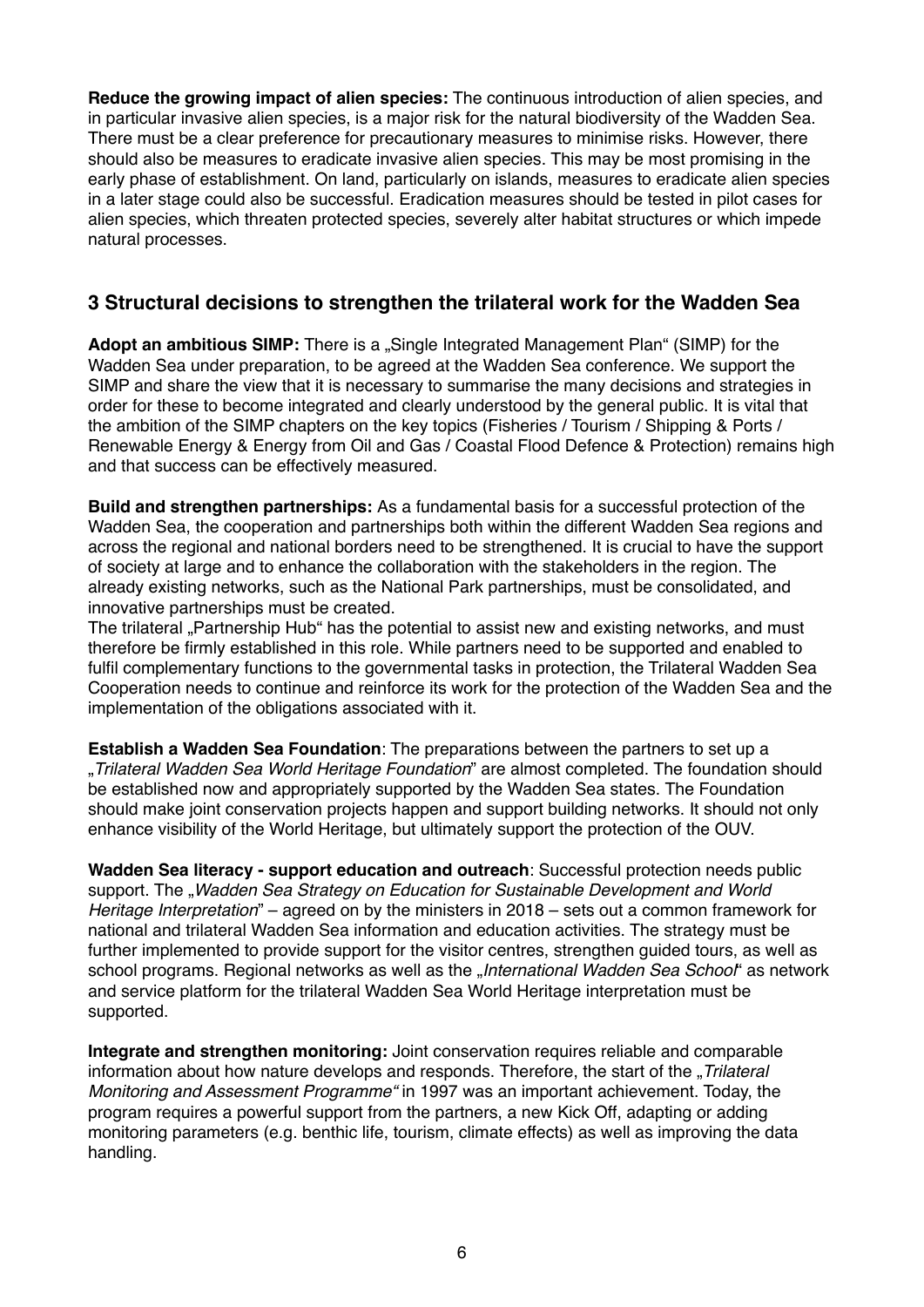**Reduce the growing impact of alien species:** The continuous introduction of alien species, and in particular invasive alien species, is a major risk for the natural biodiversity of the Wadden Sea. There must be a clear preference for precautionary measures to minimise risks. However, there should also be measures to eradicate invasive alien species. This may be most promising in the early phase of establishment. On land, particularly on islands, measures to eradicate alien species in a later stage could also be successful. Eradication measures should be tested in pilot cases for alien species, which threaten protected species, severely alter habitat structures or which impede natural processes.

## 3 Structural decisions to strengthen the trilateral work for the Wadden Sea

**Adopt an ambitious SIMP:** There is a „Single Integrated Management Plan" (SIMP) for the Wadden Sea under preparation, to be agreed at the Wadden Sea conference. We support the SIMP and share the view that it is necessary to summarise the many decisions and strategies in order for these to become integrated and clearly understood by the general public. It is vital that the ambition of the SIMP chapters on the key topics (Fisheries / Tourism / Shipping & Ports / Renewable Energy & Energy from Oil and Gas / Coastal Flood Defence & Protection) remains high and that success can be effectively measured.

**Build and strengthen partnerships:** As a fundamental basis for a successful protection of the Wadden Sea, the cooperation and partnerships both within the different Wadden Sea regions and across the regional and national borders need to be strengthened. It is crucial to have the support of society at large and to enhance the collaboration with the stakeholders in the region. The already existing networks, such as the National Park partnerships, must be consolidated, and innovative partnerships must be created.
The trilateral „Partnership Hub" has the potential to assist new and existing networks, and must therefore be firmly established in this role. While partners need to be supported and enabled to fulfil complementary functions to the governmental tasks in protection, the Trilateral Wadden Sea Cooperation needs to continue and reinforce its work for the protection of the Wadden Sea and the implementation of the obligations associated with it.

**Establish a Wadden Sea Foundation**: The preparations between the partners to set up a „*Trilateral Wadden Sea World Heritage Foundation*" are almost completed. The foundation should be established now and appropriately supported by the Wadden Sea states. The Foundation should make joint conservation projects happen and support building networks. It should not only enhance visibility of the World Heritage, but ultimately support the protection of the OUV.

**Wadden Sea literacy - support education and outreach**: Successful protection needs public support. The „*Wadden Sea Strategy on Education for Sustainable Development and World Heritage Interpretation*" – agreed on by the ministers in 2018 – sets out a common framework for national and trilateral Wadden Sea information and education activities. The strategy must be further implemented to provide support for the visitor centres, strengthen guided tours, as well as school programs. Regional networks as well as the „*International Wadden Sea School*" as network and service platform for the trilateral Wadden Sea World Heritage interpretation must be supported.

**Integrate and strengthen monitoring:** Joint conservation requires reliable and comparable information about how nature develops and responds. Therefore, the start of the „*Trilateral Monitoring and Assessment Programme"* in 1997 was an important achievement. Today, the program requires a powerful support from the partners, a new Kick Off, adapting or adding monitoring parameters (e.g. benthic life, tourism, climate effects) as well as improving the data handling.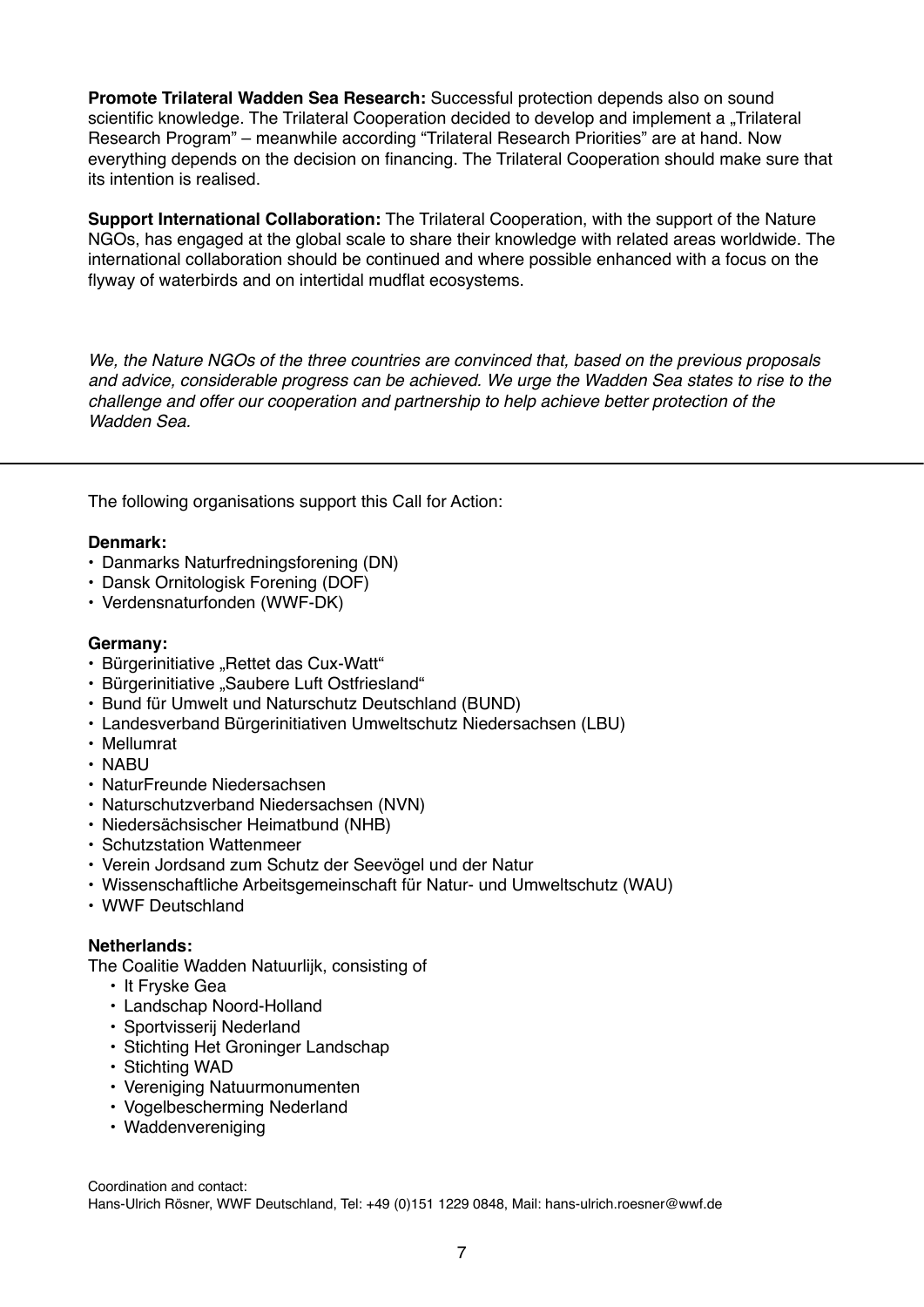**Promote Trilateral Wadden Sea Research:** Successful protection depends also on sound scientific knowledge. The Trilateral Cooperation decided to develop and implement a „Trilateral Research Program" – meanwhile according "Trilateral Research Priorities" are at hand. Now everything depends on the decision on financing. The Trilateral Cooperation should make sure that its intention is realised.

**Support International Collaboration:** The Trilateral Cooperation, with the support of the Nature NGOs, has engaged at the global scale to share their knowledge with related areas worldwide. The international collaboration should be continued and where possible enhanced with a focus on the flyway of waterbirds and on intertidal mudflat ecosystems.

*We, the Nature NGOs of the three countries are convinced that, based on the previous proposals and advice, considerable progress can be achieved. We urge the Wadden Sea states to rise to the challenge and offer our cooperation and partnership to help achieve better protection of the Wadden Sea.*

---

The following organisations support this Call for Action:

**Denmark:**

- Danmarks Naturfredningsforening (DN)
- Dansk Ornitologisk Forening (DOF)
- Verdensnaturfonden (WWF-DK)

**Germany:**

- Bürgerinitiative „Rettet das Cux-Watt"
- Bürgerinitiative „Saubere Luft Ostfriesland"
- Bund für Umwelt und Naturschutz Deutschland (BUND)
- Landesverband Bürgerinitiativen Umweltschutz Niedersachsen (LBU)
- Mellumrat
- NABU
- NaturFreunde Niedersachsen
- Naturschutzverband Niedersachsen (NVN)
- Niedersächsischer Heimatbund (NHB)
- Schutzstation Wattenmeer
- Verein Jordsand zum Schutz der Seevögel und der Natur
- Wissenschaftliche Arbeitsgemeinschaft für Natur- und Umweltschutz (WAU)
- WWF Deutschland

**Netherlands:**

The Coalitie Wadden Natuurlijk, consisting of

- It Fryske Gea
- Landschap Noord-Holland
- Sportvisserij Nederland
- Stichting Het Groninger Landschap
- Stichting WAD
- Vereniging Natuurmonumenten
- Vogelbescherming Nederland
- Waddenvereniging

Coordination and contact:
Hans-Ulrich Rösner, WWF Deutschland, Tel: +49 (0)151 1229 0848, Mail: hans-ulrich.roesner@wwf.de